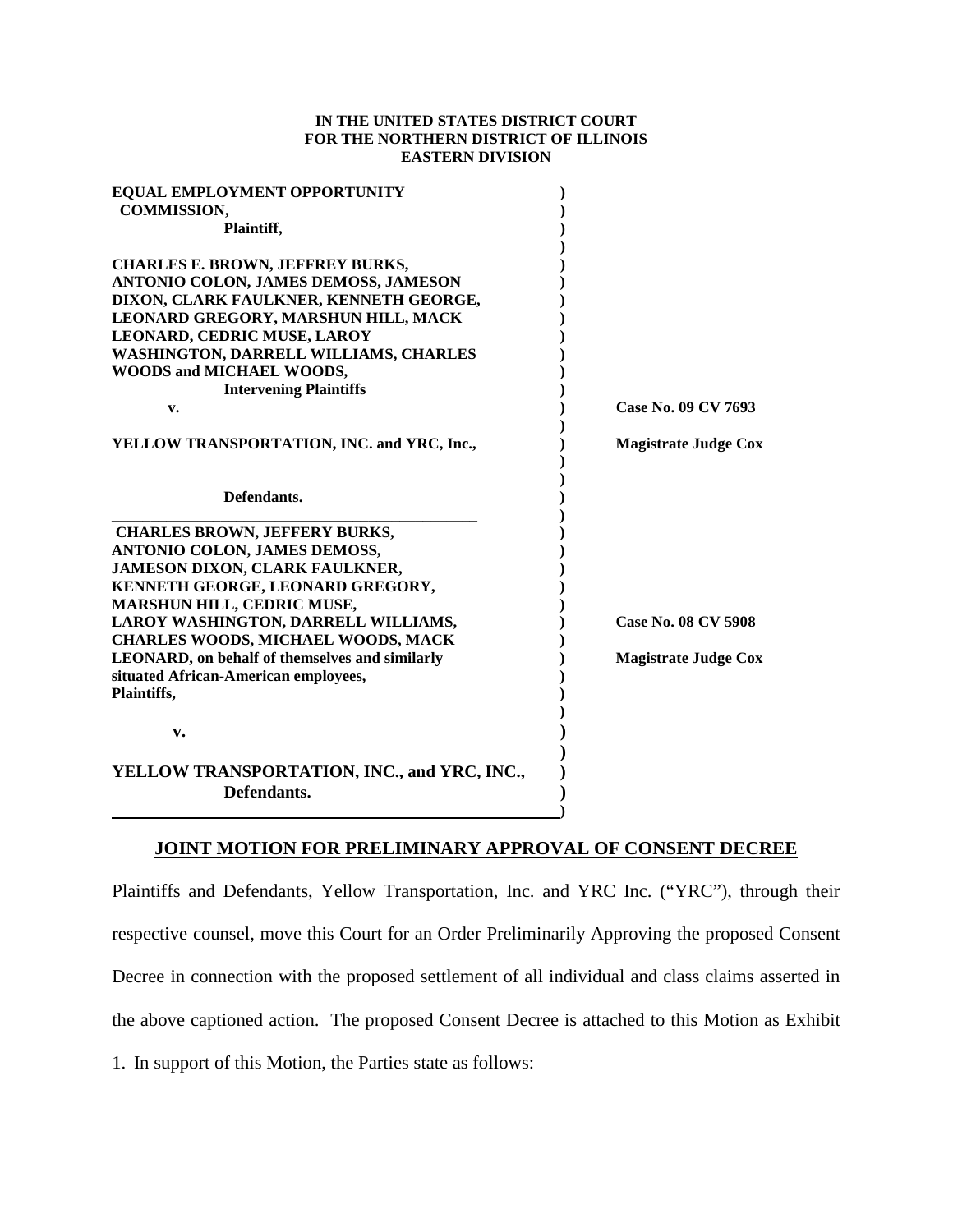**IN THE UNITED STATES DISTRICT COURT**
**FOR THE NORTHERN DISTRICT OF ILLINOIS**
**EASTERN DIVISION**

| | |
|---|---|
| **EQUAL EMPLOYMENT OPPORTUNITY COMMISSION,**<br>**Plaintiff,**<br><br>**CHARLES E. BROWN, JEFFREY BURKS, ANTONIO COLON, JAMES DEMOSS, JAMESON DIXON, CLARK FAULKNER, KENNETH GEORGE, LEONARD GREGORY, MARSHUN HILL, MACK LEONARD, CEDRIC MUSE, LAROY WASHINGTON, DARRELL WILLIAMS, CHARLES WOODS and MICHAEL WOODS,**<br>**Intervening Plaintiffs**<br>**v.**<br><br>**YELLOW TRANSPORTATION, INC. and YRC, Inc.,**<br><br>**Defendants.** | **Case No. 09 CV 7693**<br><br>**Magistrate Judge Cox** |
| **CHARLES BROWN, JEFFERY BURKS, ANTONIO COLON, JAMES DEMOSS, JAMESON DIXON, CLARK FAULKNER, KENNETH GEORGE, LEONARD GREGORY, MARSHUN HILL, CEDRIC MUSE, LAROY WASHINGTON, DARRELL WILLIAMS, CHARLES WOODS, MICHAEL WOODS, MACK LEONARD, on behalf of themselves and similarly situated African-American employees,**<br>**Plaintiffs,**<br><br>**v.**<br><br>**YELLOW TRANSPORTATION, INC., and YRC, INC.,**<br>**Defendants.** | **Case No. 08 CV 5908**<br><br>**Magistrate Judge Cox** |

## JOINT MOTION FOR PRELIMINARY APPROVAL OF CONSENT DECREE

Plaintiffs and Defendants, Yellow Transportation, Inc. and YRC Inc. ("YRC"), through their respective counsel, move this Court for an Order Preliminarily Approving the proposed Consent Decree in connection with the proposed settlement of all individual and class claims asserted in the above captioned action. The proposed Consent Decree is attached to this Motion as Exhibit 1. In support of this Motion, the Parties state as follows: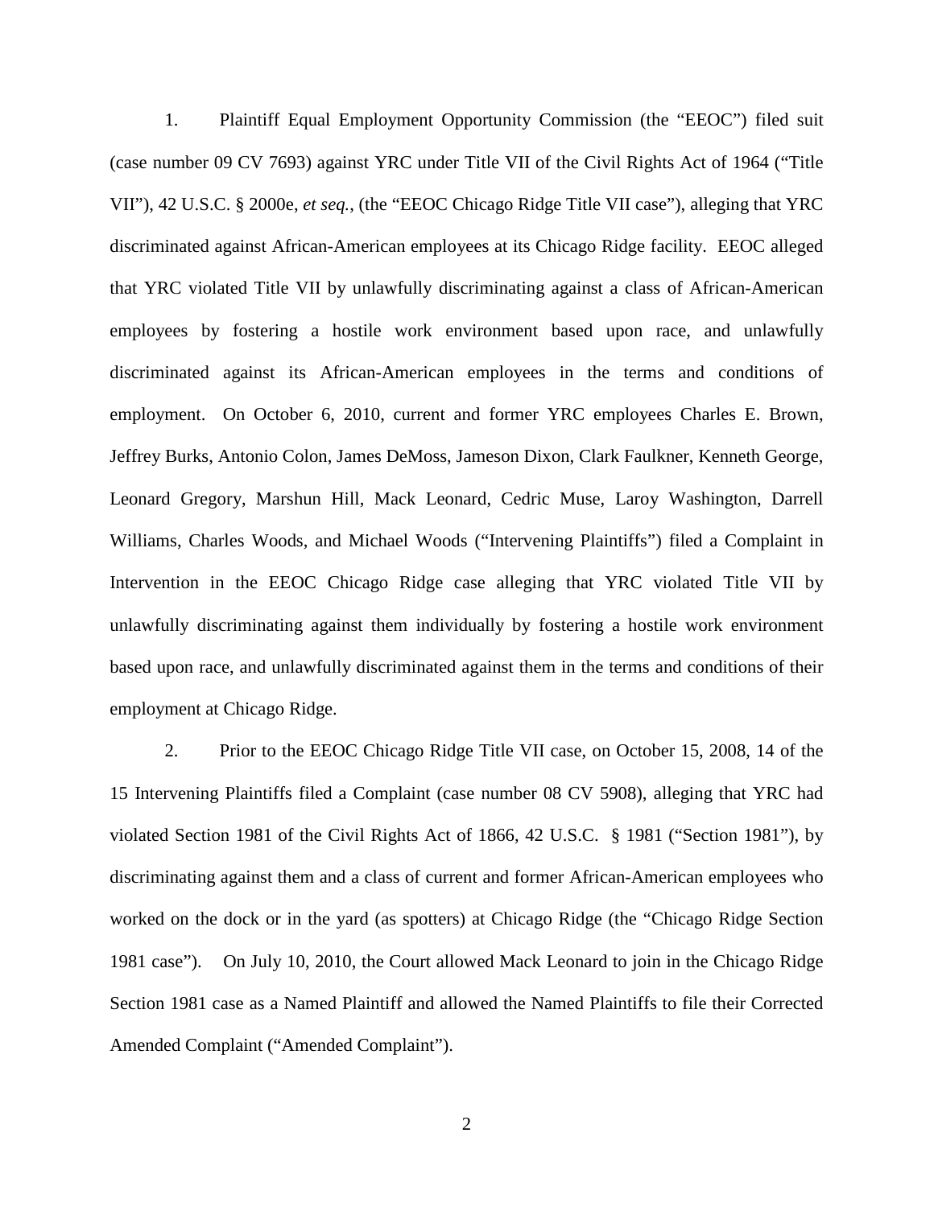1. Plaintiff Equal Employment Opportunity Commission (the "EEOC") filed suit (case number 09 CV 7693) against YRC under Title VII of the Civil Rights Act of 1964 ("Title VII"), 42 U.S.C. § 2000e, *et seq.*, (the "EEOC Chicago Ridge Title VII case"), alleging that YRC discriminated against African-American employees at its Chicago Ridge facility. EEOC alleged that YRC violated Title VII by unlawfully discriminating against a class of African-American employees by fostering a hostile work environment based upon race, and unlawfully discriminated against its African-American employees in the terms and conditions of employment. On October 6, 2010, current and former YRC employees Charles E. Brown, Jeffrey Burks, Antonio Colon, James DeMoss, Jameson Dixon, Clark Faulkner, Kenneth George, Leonard Gregory, Marshun Hill, Mack Leonard, Cedric Muse, Laroy Washington, Darrell Williams, Charles Woods, and Michael Woods ("Intervening Plaintiffs") filed a Complaint in Intervention in the EEOC Chicago Ridge case alleging that YRC violated Title VII by unlawfully discriminating against them individually by fostering a hostile work environment based upon race, and unlawfully discriminated against them in the terms and conditions of their employment at Chicago Ridge.

2. Prior to the EEOC Chicago Ridge Title VII case, on October 15, 2008, 14 of the 15 Intervening Plaintiffs filed a Complaint (case number 08 CV 5908), alleging that YRC had violated Section 1981 of the Civil Rights Act of 1866, 42 U.S.C. § 1981 ("Section 1981"), by discriminating against them and a class of current and former African-American employees who worked on the dock or in the yard (as spotters) at Chicago Ridge (the "Chicago Ridge Section 1981 case"). On July 10, 2010, the Court allowed Mack Leonard to join in the Chicago Ridge Section 1981 case as a Named Plaintiff and allowed the Named Plaintiffs to file their Corrected Amended Complaint ("Amended Complaint").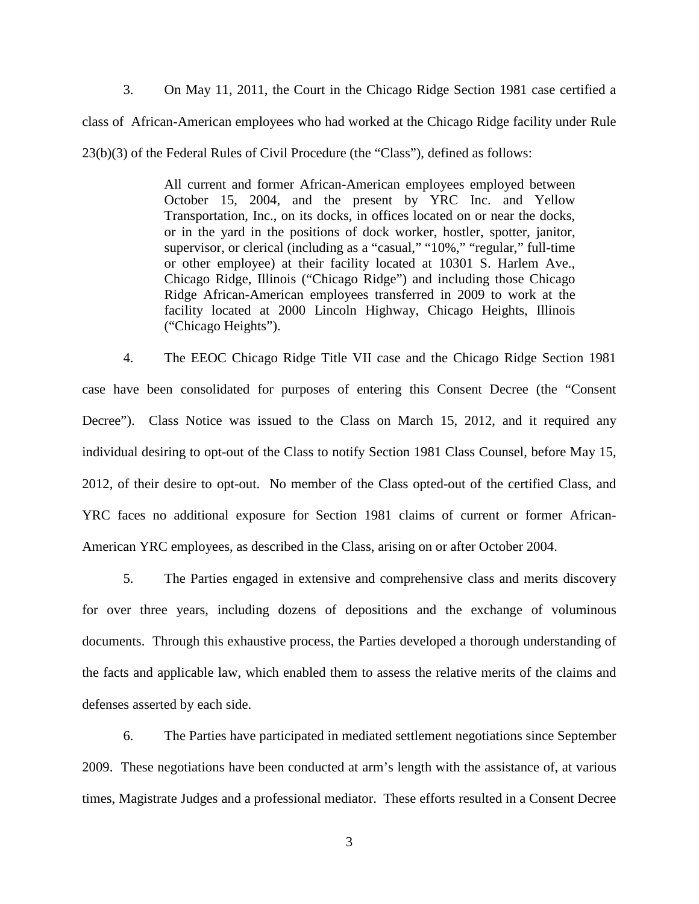3. On May 11, 2011, the Court in the Chicago Ridge Section 1981 case certified a class of African-American employees who had worked at the Chicago Ridge facility under Rule 23(b)(3) of the Federal Rules of Civil Procedure (the "Class"), defined as follows:

> All current and former African-American employees employed between October 15, 2004, and the present by YRC Inc. and Yellow Transportation, Inc., on its docks, in offices located on or near the docks, or in the yard in the positions of dock worker, hostler, spotter, janitor, supervisor, or clerical (including as a "casual," "10%," "regular," full-time or other employee) at their facility located at 10301 S. Harlem Ave., Chicago Ridge, Illinois ("Chicago Ridge") and including those Chicago Ridge African-American employees transferred in 2009 to work at the facility located at 2000 Lincoln Highway, Chicago Heights, Illinois ("Chicago Heights").

4. The EEOC Chicago Ridge Title VII case and the Chicago Ridge Section 1981 case have been consolidated for purposes of entering this Consent Decree (the "Consent Decree"). Class Notice was issued to the Class on March 15, 2012, and it required any individual desiring to opt-out of the Class to notify Section 1981 Class Counsel, before May 15, 2012, of their desire to opt-out. No member of the Class opted-out of the certified Class, and YRC faces no additional exposure for Section 1981 claims of current or former African-American YRC employees, as described in the Class, arising on or after October 2004.

5. The Parties engaged in extensive and comprehensive class and merits discovery for over three years, including dozens of depositions and the exchange of voluminous documents. Through this exhaustive process, the Parties developed a thorough understanding of the facts and applicable law, which enabled them to assess the relative merits of the claims and defenses asserted by each side.

6. The Parties have participated in mediated settlement negotiations since September 2009. These negotiations have been conducted at arm's length with the assistance of, at various times, Magistrate Judges and a professional mediator. These efforts resulted in a Consent Decree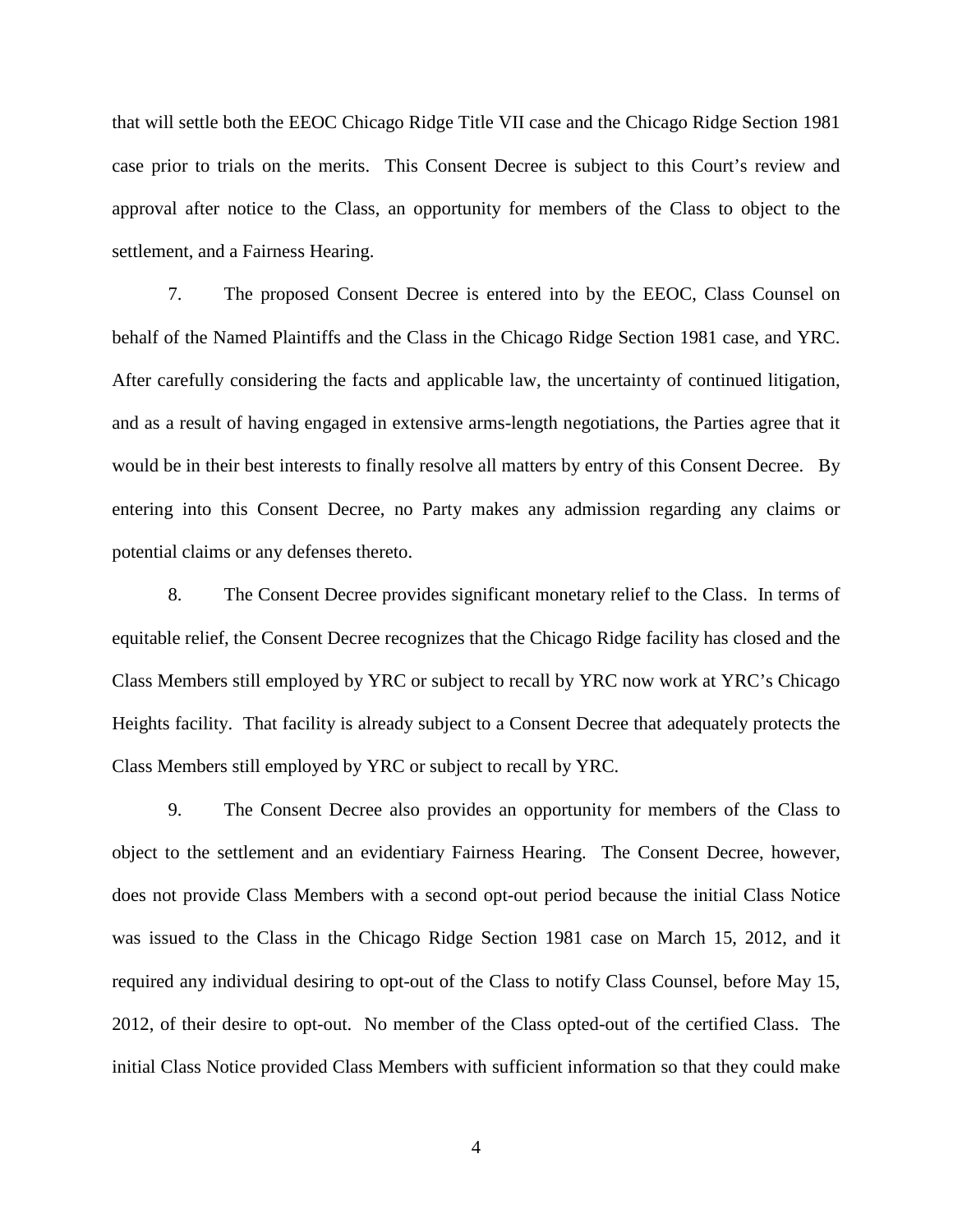that will settle both the EEOC Chicago Ridge Title VII case and the Chicago Ridge Section 1981 case prior to trials on the merits. This Consent Decree is subject to this Court's review and approval after notice to the Class, an opportunity for members of the Class to object to the settlement, and a Fairness Hearing.

7. The proposed Consent Decree is entered into by the EEOC, Class Counsel on behalf of the Named Plaintiffs and the Class in the Chicago Ridge Section 1981 case, and YRC. After carefully considering the facts and applicable law, the uncertainty of continued litigation, and as a result of having engaged in extensive arms-length negotiations, the Parties agree that it would be in their best interests to finally resolve all matters by entry of this Consent Decree. By entering into this Consent Decree, no Party makes any admission regarding any claims or potential claims or any defenses thereto.

8. The Consent Decree provides significant monetary relief to the Class. In terms of equitable relief, the Consent Decree recognizes that the Chicago Ridge facility has closed and the Class Members still employed by YRC or subject to recall by YRC now work at YRC's Chicago Heights facility. That facility is already subject to a Consent Decree that adequately protects the Class Members still employed by YRC or subject to recall by YRC.

9. The Consent Decree also provides an opportunity for members of the Class to object to the settlement and an evidentiary Fairness Hearing. The Consent Decree, however, does not provide Class Members with a second opt-out period because the initial Class Notice was issued to the Class in the Chicago Ridge Section 1981 case on March 15, 2012, and it required any individual desiring to opt-out of the Class to notify Class Counsel, before May 15, 2012, of their desire to opt-out. No member of the Class opted-out of the certified Class. The initial Class Notice provided Class Members with sufficient information so that they could make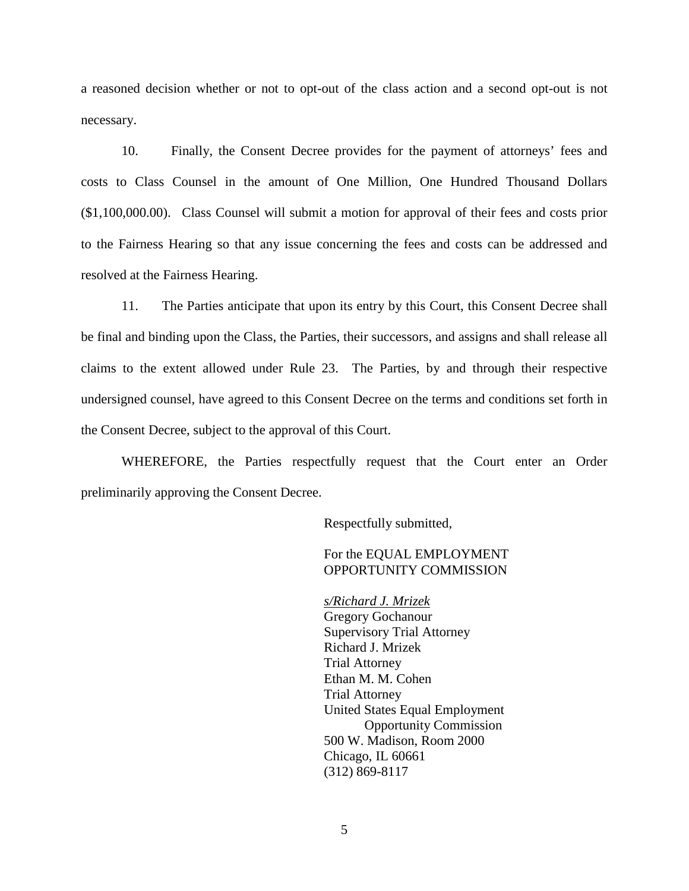a reasoned decision whether or not to opt-out of the class action and a second opt-out is not necessary.

10. Finally, the Consent Decree provides for the payment of attorneys' fees and costs to Class Counsel in the amount of One Million, One Hundred Thousand Dollars ($1,100,000.00). Class Counsel will submit a motion for approval of their fees and costs prior to the Fairness Hearing so that any issue concerning the fees and costs can be addressed and resolved at the Fairness Hearing.

11. The Parties anticipate that upon its entry by this Court, this Consent Decree shall be final and binding upon the Class, the Parties, their successors, and assigns and shall release all claims to the extent allowed under Rule 23. The Parties, by and through their respective undersigned counsel, have agreed to this Consent Decree on the terms and conditions set forth in the Consent Decree, subject to the approval of this Court.

WHEREFORE, the Parties respectfully request that the Court enter an Order preliminarily approving the Consent Decree.

Respectfully submitted,

For the EQUAL EMPLOYMENT OPPORTUNITY COMMISSION

*s/Richard J. Mrizek*
Gregory Gochanour
Supervisory Trial Attorney
Richard J. Mrizek
Trial Attorney
Ethan M. M. Cohen
Trial Attorney
United States Equal Employment Opportunity Commission
500 W. Madison, Room 2000
Chicago, IL 60661
(312) 869-8117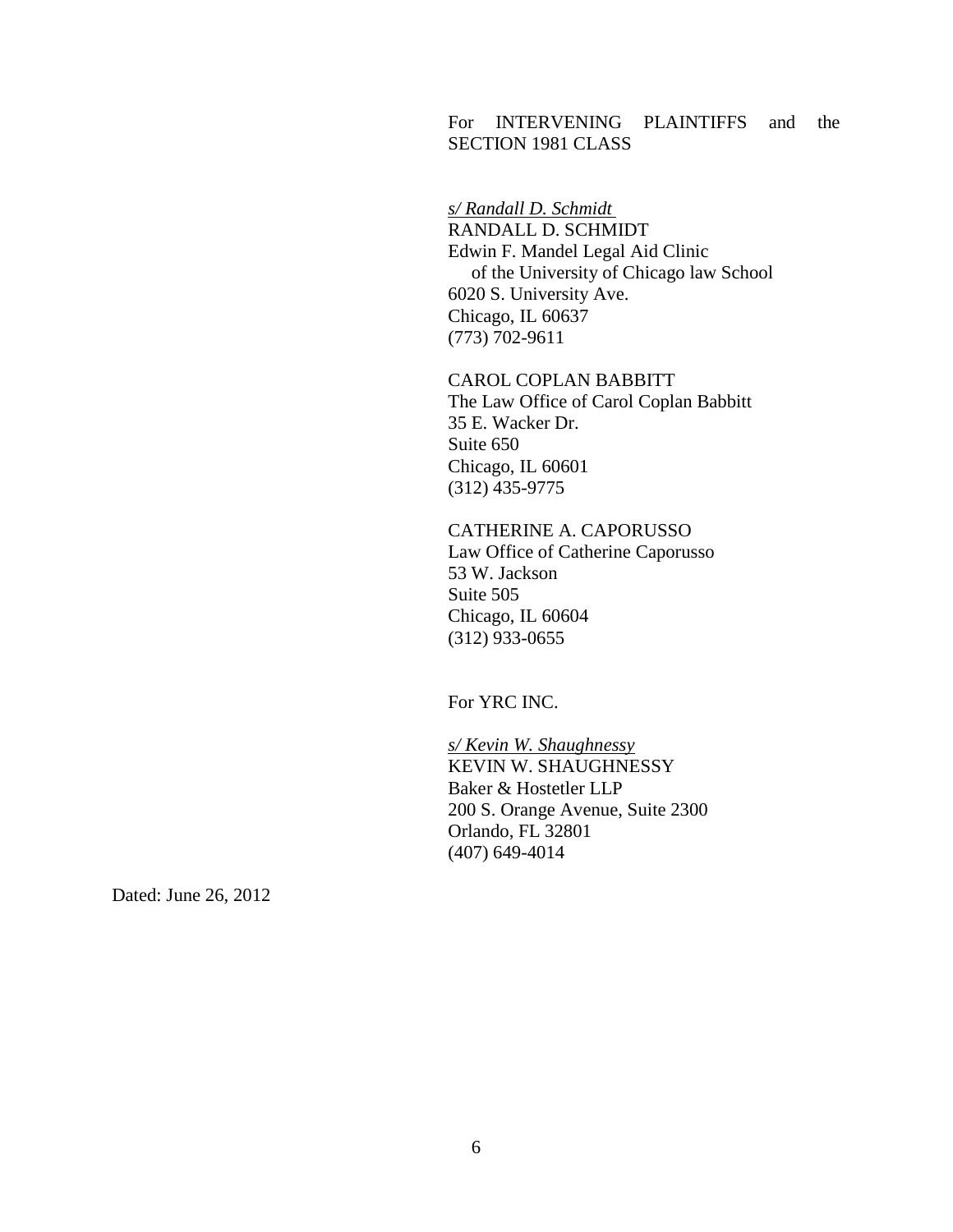For INTERVENING PLAINTIFFS and the SECTION 1981 CLASS

*s/ Randall D. Schmidt*
RANDALL D. SCHMIDT
Edwin F. Mandel Legal Aid Clinic
of the University of Chicago law School
6020 S. University Ave.
Chicago, IL 60637
(773) 702-9611

CAROL COPLAN BABBITT
The Law Office of Carol Coplan Babbitt
35 E. Wacker Dr.
Suite 650
Chicago, IL 60601
(312) 435-9775

CATHERINE A. CAPORUSSO
Law Office of Catherine Caporusso
53 W. Jackson
Suite 505
Chicago, IL 60604
(312) 933-0655

For YRC INC.

*s/ Kevin W. Shaughnessy*
KEVIN W. SHAUGHNESSY
Baker & Hostetler LLP
200 S. Orange Avenue, Suite 2300
Orlando, FL 32801
(407) 649-4014

Dated: June 26, 2012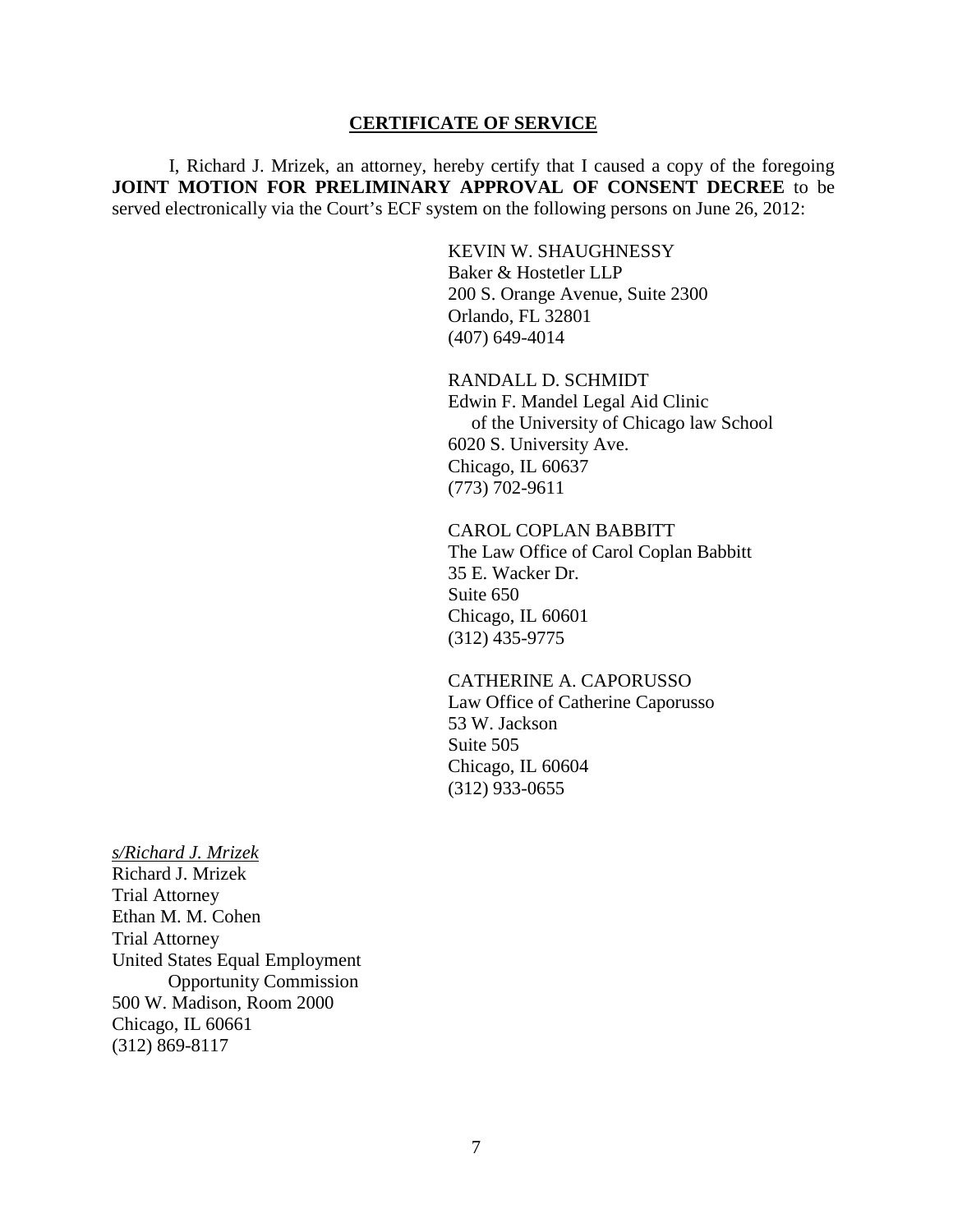## CERTIFICATE OF SERVICE

I, Richard J. Mrizek, an attorney, hereby certify that I caused a copy of the foregoing **JOINT MOTION FOR PRELIMINARY APPROVAL OF CONSENT DECREE** to be served electronically via the Court's ECF system on the following persons on June 26, 2012:

KEVIN W. SHAUGHNESSY
Baker & Hostetler LLP
200 S. Orange Avenue, Suite 2300
Orlando, FL 32801
(407) 649-4014

RANDALL D. SCHMIDT
Edwin F. Mandel Legal Aid Clinic
of the University of Chicago law School
6020 S. University Ave.
Chicago, IL 60637
(773) 702-9611

CAROL COPLAN BABBITT
The Law Office of Carol Coplan Babbitt
35 E. Wacker Dr.
Suite 650
Chicago, IL 60601
(312) 435-9775

CATHERINE A. CAPORUSSO
Law Office of Catherine Caporusso
53 W. Jackson
Suite 505
Chicago, IL 60604
(312) 933-0655

*s/Richard J. Mrizek*
Richard J. Mrizek
Trial Attorney
Ethan M. M. Cohen
Trial Attorney
United States Equal Employment
Opportunity Commission
500 W. Madison, Room 2000
Chicago, IL 60661
(312) 869-8117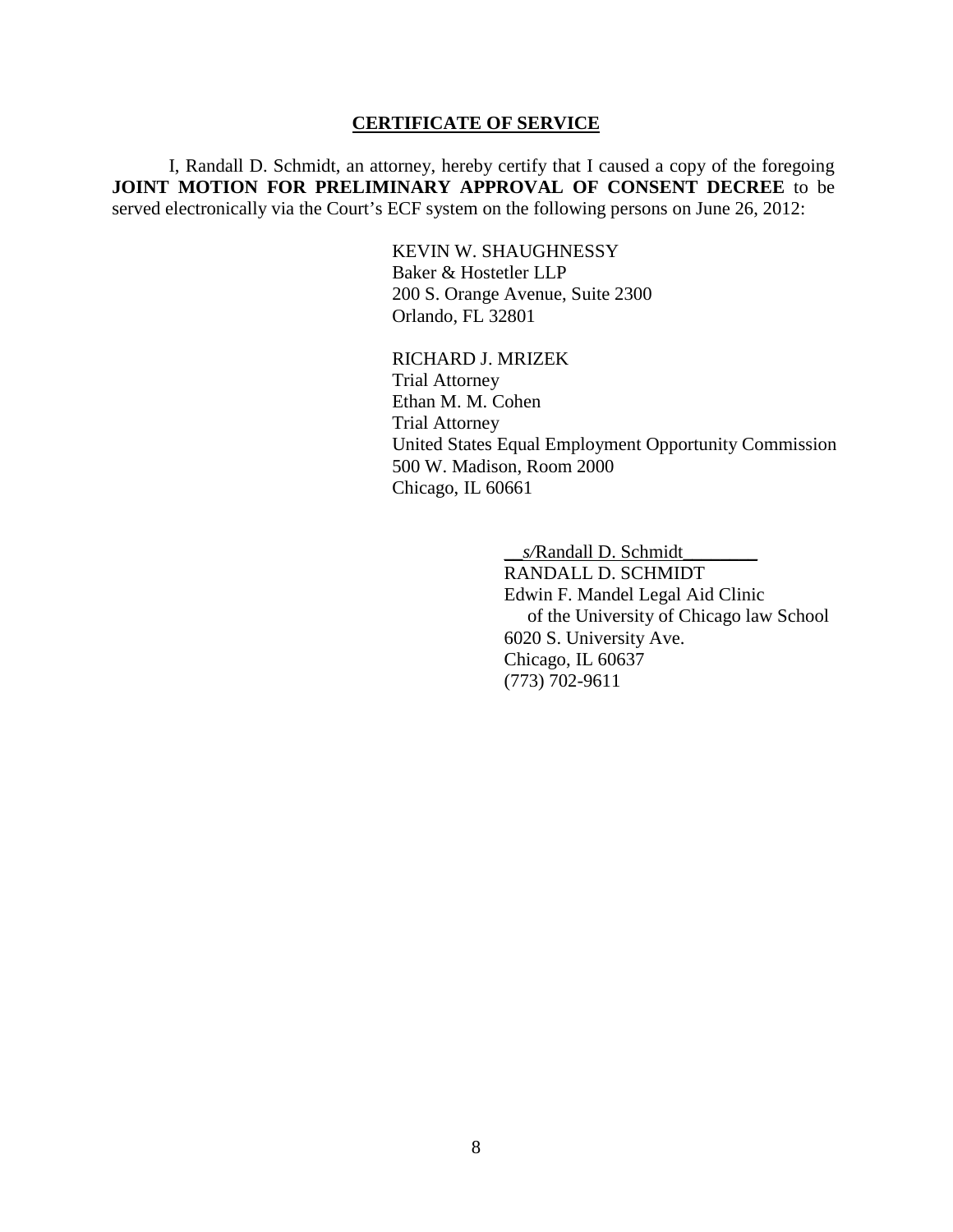## CERTIFICATE OF SERVICE

I, Randall D. Schmidt, an attorney, hereby certify that I caused a copy of the foregoing **JOINT MOTION FOR PRELIMINARY APPROVAL OF CONSENT DECREE** to be served electronically via the Court's ECF system on the following persons on June 26, 2012:

KEVIN W. SHAUGHNESSY
Baker & Hostetler LLP
200 S. Orange Avenue, Suite 2300
Orlando, FL 32801

RICHARD J. MRIZEK
Trial Attorney
Ethan M. M. Cohen
Trial Attorney
United States Equal Employment Opportunity Commission
500 W. Madison, Room 2000
Chicago, IL 60661

__*s/*Randall D. Schmidt________
RANDALL D. SCHMIDT
Edwin F. Mandel Legal Aid Clinic
of the University of Chicago law School
6020 S. University Ave.
Chicago, IL 60637
(773) 702-9611